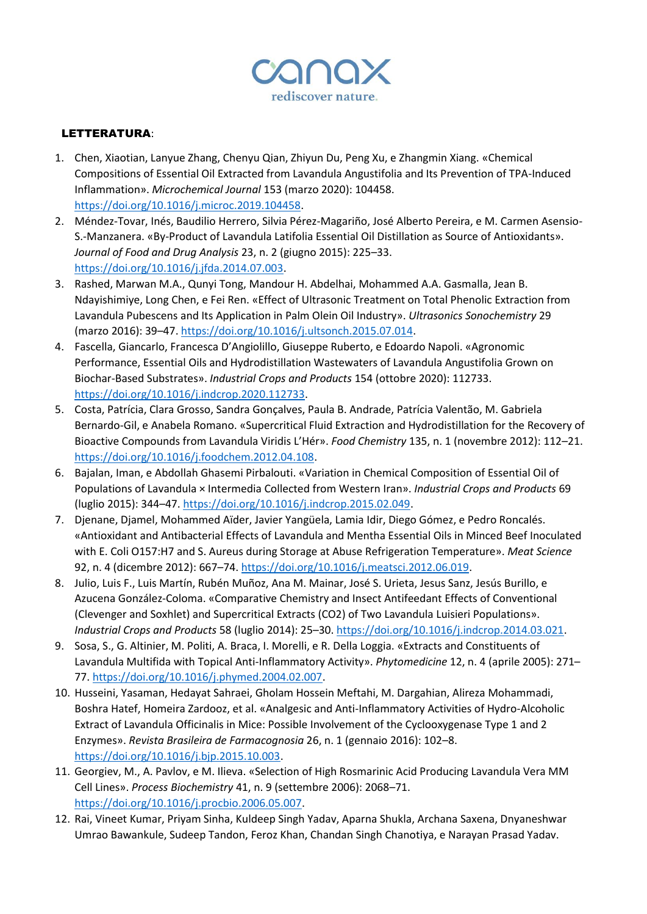canax
rediscover nature.

**LETTERATURA**:

1. Chen, Xiaotian, Lanyue Zhang, Chenyu Qian, Zhiyun Du, Peng Xu, e Zhangmin Xiang. «Chemical Compositions of Essential Oil Extracted from Lavandula Angustifolia and Its Prevention of TPA-Induced Inflammation». *Microchemical Journal* 153 (marzo 2020): 104458. https://doi.org/10.1016/j.microc.2019.104458.
2. Méndez-Tovar, Inés, Baudilio Herrero, Silvia Pérez-Magariño, José Alberto Pereira, e M. Carmen Asensio-S.-Manzanera. «By-Product of Lavandula Latifolia Essential Oil Distillation as Source of Antioxidants». *Journal of Food and Drug Analysis* 23, n. 2 (giugno 2015): 225–33. https://doi.org/10.1016/j.jfda.2014.07.003.
3. Rashed, Marwan M.A., Qunyi Tong, Mandour H. Abdelhai, Mohammed A.A. Gasmalla, Jean B. Ndayishimiye, Long Chen, e Fei Ren. «Effect of Ultrasonic Treatment on Total Phenolic Extraction from Lavandula Pubescens and Its Application in Palm Olein Oil Industry». *Ultrasonics Sonochemistry* 29 (marzo 2016): 39–47. https://doi.org/10.1016/j.ultsonch.2015.07.014.
4. Fascella, Giancarlo, Francesca D'Angiolillo, Giuseppe Ruberto, e Edoardo Napoli. «Agronomic Performance, Essential Oils and Hydrodistillation Wastewaters of Lavandula Angustifolia Grown on Biochar-Based Substrates». *Industrial Crops and Products* 154 (ottobre 2020): 112733. https://doi.org/10.1016/j.indcrop.2020.112733.
5. Costa, Patrícia, Clara Grosso, Sandra Gonçalves, Paula B. Andrade, Patrícia Valentão, M. Gabriela Bernardo-Gil, e Anabela Romano. «Supercritical Fluid Extraction and Hydrodistillation for the Recovery of Bioactive Compounds from Lavandula Viridis L'Hér». *Food Chemistry* 135, n. 1 (novembre 2012): 112–21. https://doi.org/10.1016/j.foodchem.2012.04.108.
6. Bajalan, Iman, e Abdollah Ghasemi Pirbalouti. «Variation in Chemical Composition of Essential Oil of Populations of Lavandula × Intermedia Collected from Western Iran». *Industrial Crops and Products* 69 (luglio 2015): 344–47. https://doi.org/10.1016/j.indcrop.2015.02.049.
7. Djenane, Djamel, Mohammed Aïder, Javier Yangüela, Lamia Idir, Diego Gómez, e Pedro Roncalés. «Antioxidant and Antibacterial Effects of Lavandula and Mentha Essential Oils in Minced Beef Inoculated with E. Coli O157:H7 and S. Aureus during Storage at Abuse Refrigeration Temperature». *Meat Science* 92, n. 4 (dicembre 2012): 667–74. https://doi.org/10.1016/j.meatsci.2012.06.019.
8. Julio, Luis F., Luis Martín, Rubén Muñoz, Ana M. Mainar, José S. Urieta, Jesus Sanz, Jesús Burillo, e Azucena González-Coloma. «Comparative Chemistry and Insect Antifeedant Effects of Conventional (Clevenger and Soxhlet) and Supercritical Extracts (CO2) of Two Lavandula Luisieri Populations». *Industrial Crops and Products* 58 (luglio 2014): 25–30. https://doi.org/10.1016/j.indcrop.2014.03.021.
9. Sosa, S., G. Altinier, M. Politi, A. Braca, I. Morelli, e R. Della Loggia. «Extracts and Constituents of Lavandula Multifida with Topical Anti-Inflammatory Activity». *Phytomedicine* 12, n. 4 (aprile 2005): 271–77. https://doi.org/10.1016/j.phymed.2004.02.007.
10. Husseini, Yasaman, Hedayat Sahraei, Gholam Hossein Meftahi, M. Dargahian, Alireza Mohammadi, Boshra Hatef, Homeira Zardooz, et al. «Analgesic and Anti-Inflammatory Activities of Hydro-Alcoholic Extract of Lavandula Officinalis in Mice: Possible Involvement of the Cyclooxygenase Type 1 and 2 Enzymes». *Revista Brasileira de Farmacognosia* 26, n. 1 (gennaio 2016): 102–8. https://doi.org/10.1016/j.bjp.2015.10.003.
11. Georgiev, M., A. Pavlov, e M. Ilieva. «Selection of High Rosmarinic Acid Producing Lavandula Vera MM Cell Lines». *Process Biochemistry* 41, n. 9 (settembre 2006): 2068–71. https://doi.org/10.1016/j.procbio.2006.05.007.
12. Rai, Vineet Kumar, Priyam Sinha, Kuldeep Singh Yadav, Aparna Shukla, Archana Saxena, Dnyaneshwar Umrao Bawankule, Sudeep Tandon, Feroz Khan, Chandan Singh Chanotiya, e Narayan Prasad Yadav.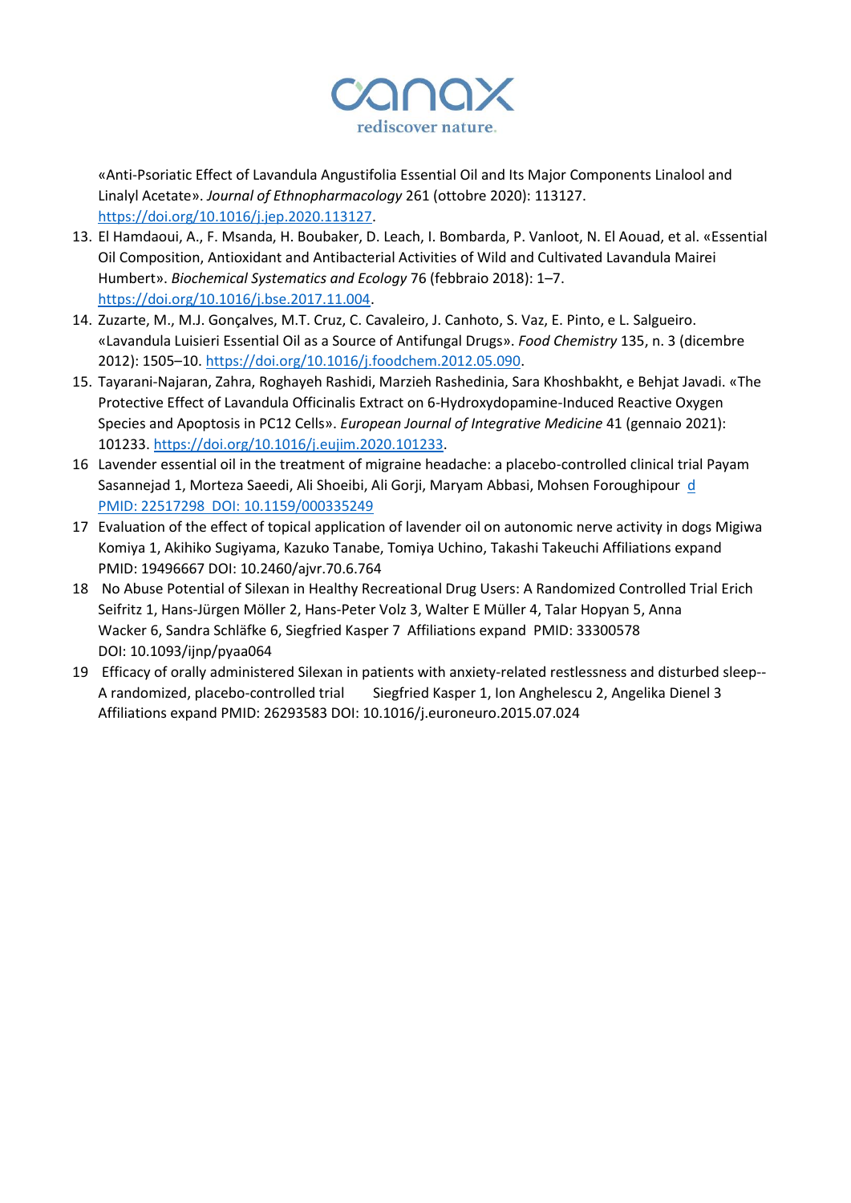«Anti-Psoriatic Effect of Lavandula Angustifolia Essential Oil and Its Major Components Linalool and Linalyl Acetate». *Journal of Ethnopharmacology* 261 (ottobre 2020): 113127. https://doi.org/10.1016/j.jep.2020.113127.

13. El Hamdaoui, A., F. Msanda, H. Boubaker, D. Leach, I. Bombarda, P. Vanloot, N. El Aouad, et al. «Essential Oil Composition, Antioxidant and Antibacterial Activities of Wild and Cultivated Lavandula Mairei Humbert». *Biochemical Systematics and Ecology* 76 (febbraio 2018): 1–7. https://doi.org/10.1016/j.bse.2017.11.004.
14. Zuzarte, M., M.J. Gonçalves, M.T. Cruz, C. Cavaleiro, J. Canhoto, S. Vaz, E. Pinto, e L. Salgueiro. «Lavandula Luisieri Essential Oil as a Source of Antifungal Drugs». *Food Chemistry* 135, n. 3 (dicembre 2012): 1505–10. https://doi.org/10.1016/j.foodchem.2012.05.090.
15. Tayarani-Najaran, Zahra, Roghayeh Rashidi, Marzieh Rashedinia, Sara Khoshbakht, e Behjat Javadi. «The Protective Effect of Lavandula Officinalis Extract on 6-Hydroxydopamine-Induced Reactive Oxygen Species and Apoptosis in PC12 Cells». *European Journal of Integrative Medicine* 41 (gennaio 2021): 101233. https://doi.org/10.1016/j.eujim.2020.101233.
16. Lavender essential oil in the treatment of migraine headache: a placebo-controlled clinical trial Payam Sasannejad 1, Morteza Saeedi, Ali Shoeibi, Ali Gorji, Maryam Abbasi, Mohsen Foroughipour d PMID: 22517298 DOI: 10.1159/000335249
17. Evaluation of the effect of topical application of lavender oil on autonomic nerve activity in dogs Migiwa Komiya 1, Akihiko Sugiyama, Kazuko Tanabe, Tomiya Uchino, Takashi Takeuchi Affiliations expand PMID: 19496667 DOI: 10.2460/ajvr.70.6.764
18. No Abuse Potential of Silexan in Healthy Recreational Drug Users: A Randomized Controlled Trial Erich Seifritz 1, Hans-Jürgen Möller 2, Hans-Peter Volz 3, Walter E Müller 4, Talar Hopyan 5, Anna Wacker 6, Sandra Schläfke 6, Siegfried Kasper 7 Affiliations expand PMID: 33300578 DOI: 10.1093/ijnp/pyaa064
19. Efficacy of orally administered Silexan in patients with anxiety-related restlessness and disturbed sleep--A randomized, placebo-controlled trial Siegfried Kasper 1, Ion Anghelescu 2, Angelika Dienel 3 Affiliations expand PMID: 26293583 DOI: 10.1016/j.euroneuro.2015.07.024